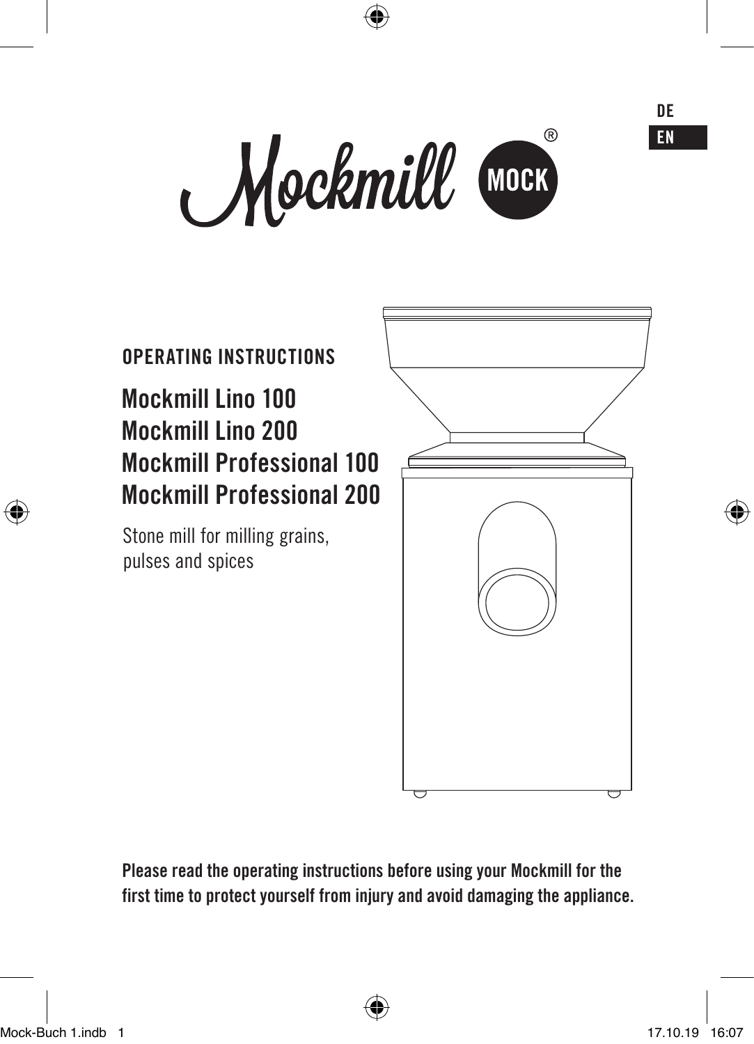DE
EN

# Mockmill MOCK®

## OPERATING INSTRUCTIONS

# Mockmill Lino 100
# Mockmill Lino 200
# Mockmill Professional 100
# Mockmill Professional 200

Stone mill for milling grains, pulses and spices

**Please read the operating instructions before using your Mockmill for the first time to protect yourself from injury and avoid damaging the appliance.**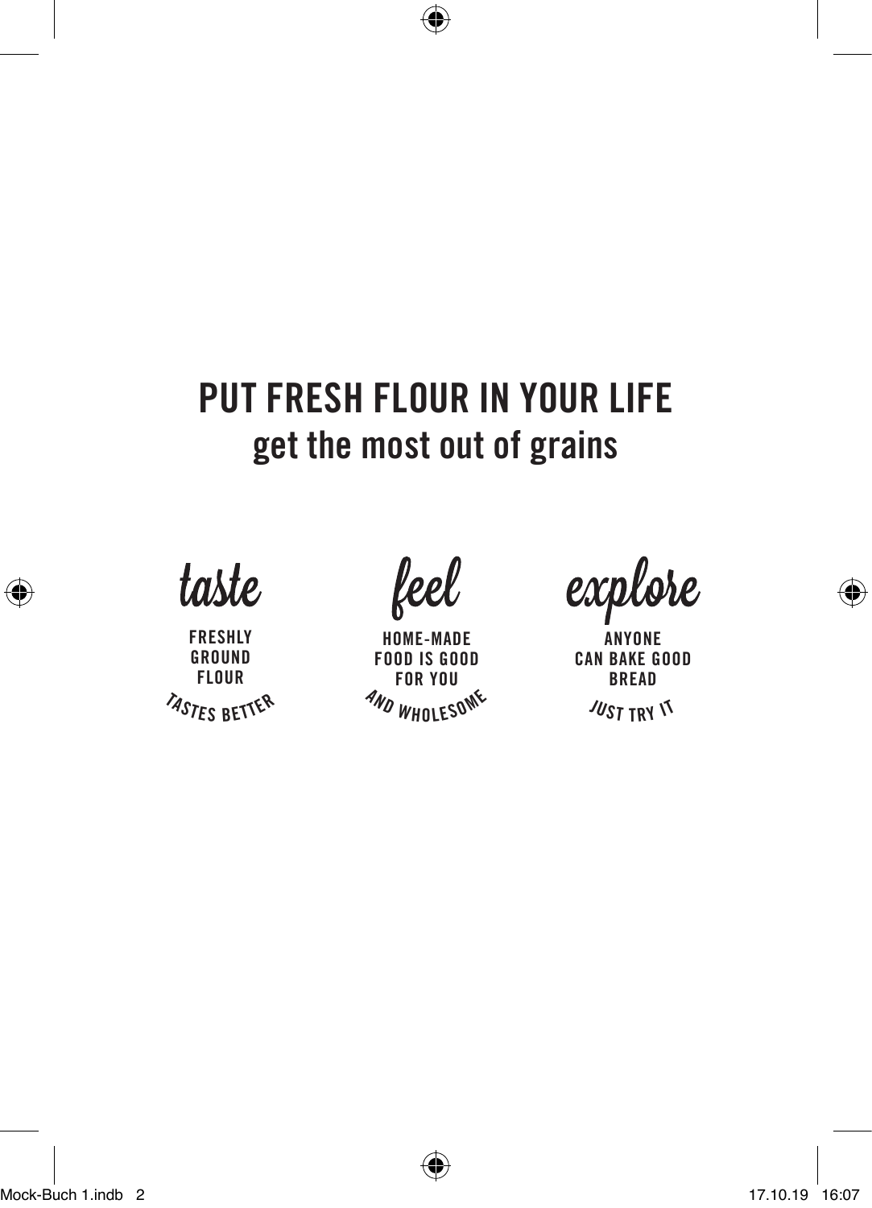# PUT FRESH FLOUR IN YOUR LIFE

## get the most out of grains

*taste*

FRESHLY GROUND FLOUR
TASTES BETTER

*feel*

HOME-MADE FOOD IS GOOD FOR YOU
AND WHOLESOME

*explore*

ANYONE CAN BAKE GOOD BREAD
JUST TRY IT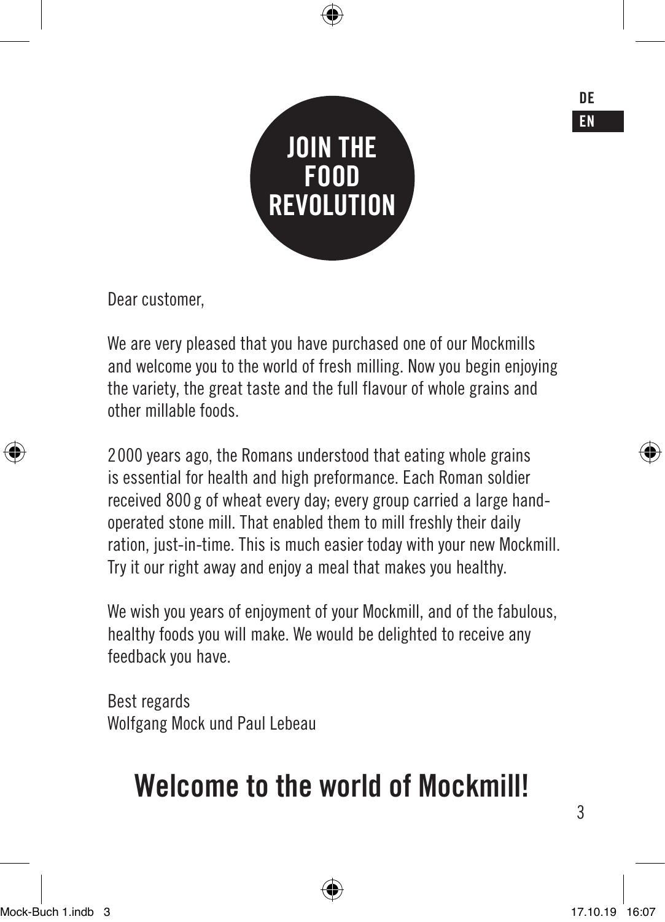**JOIN THE FOOD REVOLUTION**

Dear customer,

We are very pleased that you have purchased one of our Mockmills and welcome you to the world of fresh milling. Now you begin enjoying the variety, the great taste and the full flavour of whole grains and other millable foods.

2000 years ago, the Romans understood that eating whole grains is essential for health and high preformance. Each Roman soldier received 800 g of wheat every day; every group carried a large hand-operated stone mill. That enabled them to mill freshly their daily ration, just-in-time. This is much easier today with your new Mockmill. Try it our right away and enjoy a meal that makes you healthy.

We wish you years of enjoyment of your Mockmill, and of the fabulous, healthy foods you will make. We would be delighted to receive any feedback you have.

Best regards
Wolfgang Mock und Paul Lebeau

# Welcome to the world of Mockmill!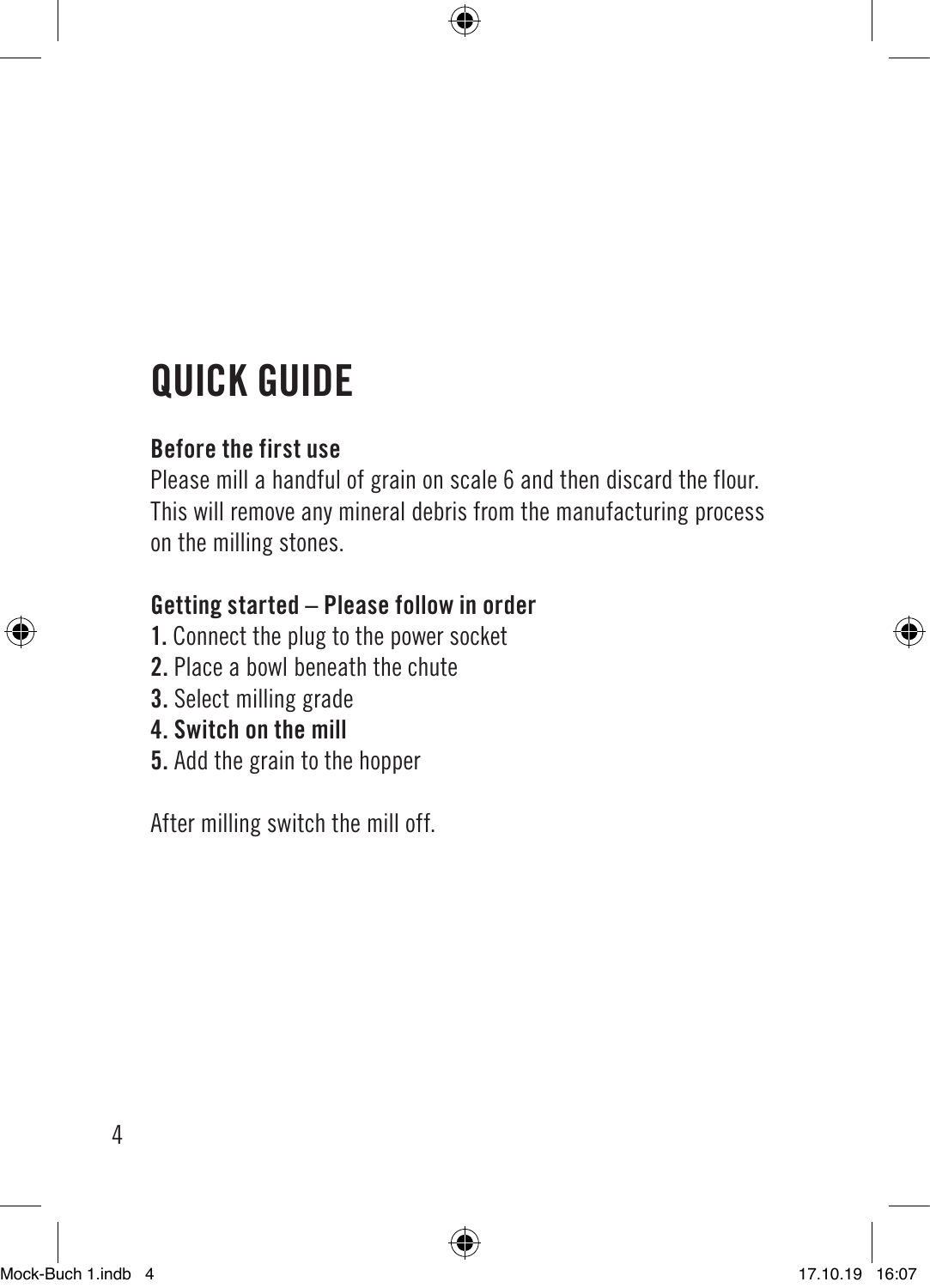# QUICK GUIDE

**Before the first use**

Please mill a handful of grain on scale 6 and then discard the flour. This will remove any mineral debris from the manufacturing process on the milling stones.

**Getting started – Please follow in order**

**1.** Connect the plug to the power socket
**2.** Place a bowl beneath the chute
**3.** Select milling grade
**4. Switch on the mill**
**5.** Add the grain to the hopper

After milling switch the mill off.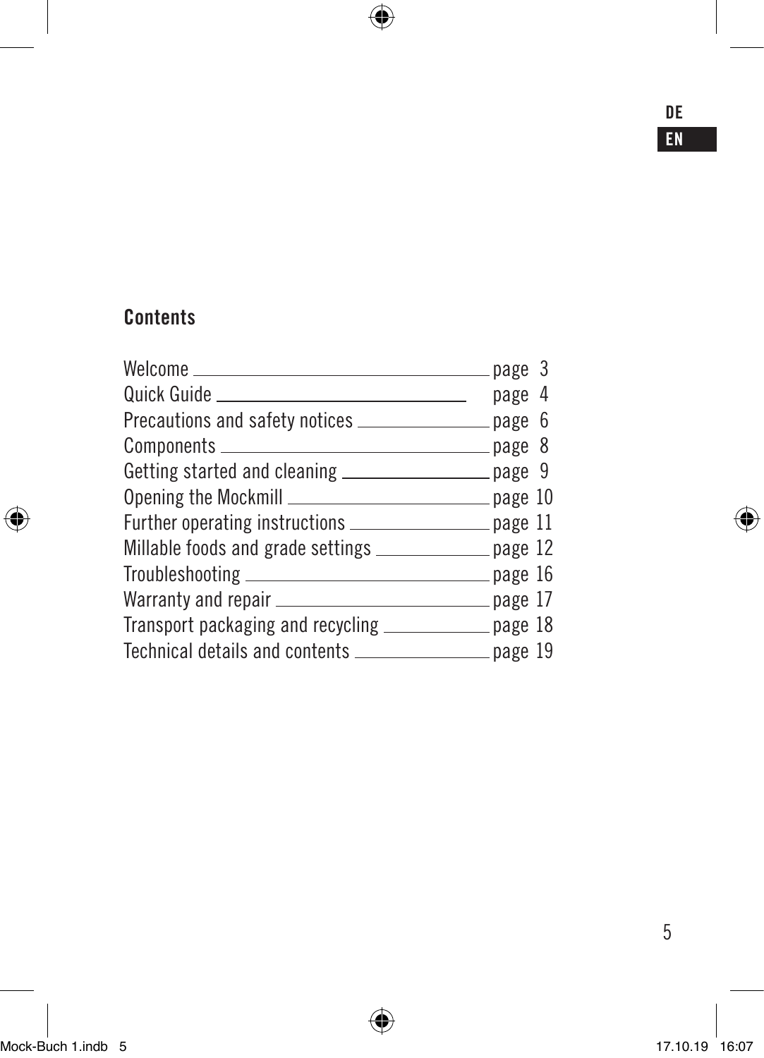DE
**EN**

## Contents

| | |
|---|---|
| Welcome | page 3 |
| Quick Guide | page 4 |
| Precautions and safety notices | page 6 |
| Components | page 8 |
| Getting started and cleaning | page 9 |
| Opening the Mockmill | page 10 |
| Further operating instructions | page 11 |
| Millable foods and grade settings | page 12 |
| Troubleshooting | page 16 |
| Warranty and repair | page 17 |
| Transport packaging and recycling | page 18 |
| Technical details and contents | page 19 |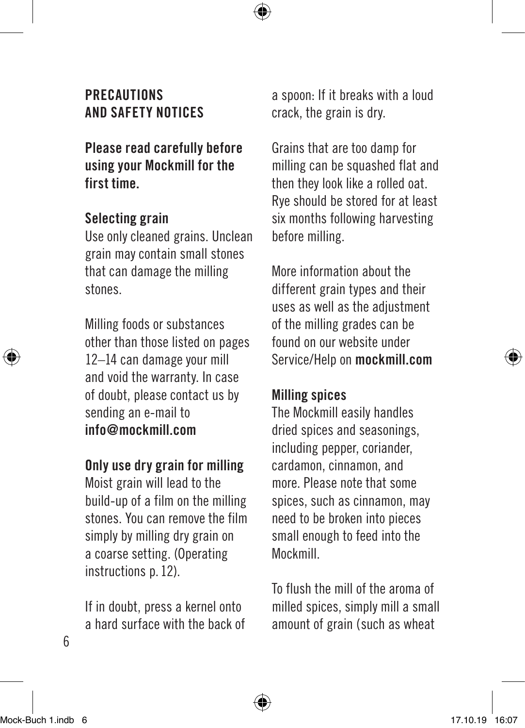## PRECAUTIONS AND SAFETY NOTICES

**Please read carefully before using your Mockmill for the first time.**

### Selecting grain

Use only cleaned grains. Unclean grain may contain small stones that can damage the milling stones.

Milling foods or substances other than those listed on pages 12–14 can damage your mill and void the warranty. In case of doubt, please contact us by sending an e-mail to **info@mockmill.com**

### Only use dry grain for milling

Moist grain will lead to the build-up of a film on the milling stones. You can remove the film simply by milling dry grain on a coarse setting. (Operating instructions p. 12).

If in doubt, press a kernel onto a hard surface with the back of a spoon: If it breaks with a loud crack, the grain is dry.

Grains that are too damp for milling can be squashed flat and then they look like a rolled oat. Rye should be stored for at least six months following harvesting before milling.

More information about the different grain types and their uses as well as the adjustment of the milling grades can be found on our website under Service/Help on **mockmill.com**

### Milling spices

The Mockmill easily handles dried spices and seasonings, including pepper, coriander, cardamon, cinnamon, and more. Please note that some spices, such as cinnamon, may need to be broken into pieces small enough to feed into the Mockmill.

To flush the mill of the aroma of milled spices, simply mill a small amount of grain (such as wheat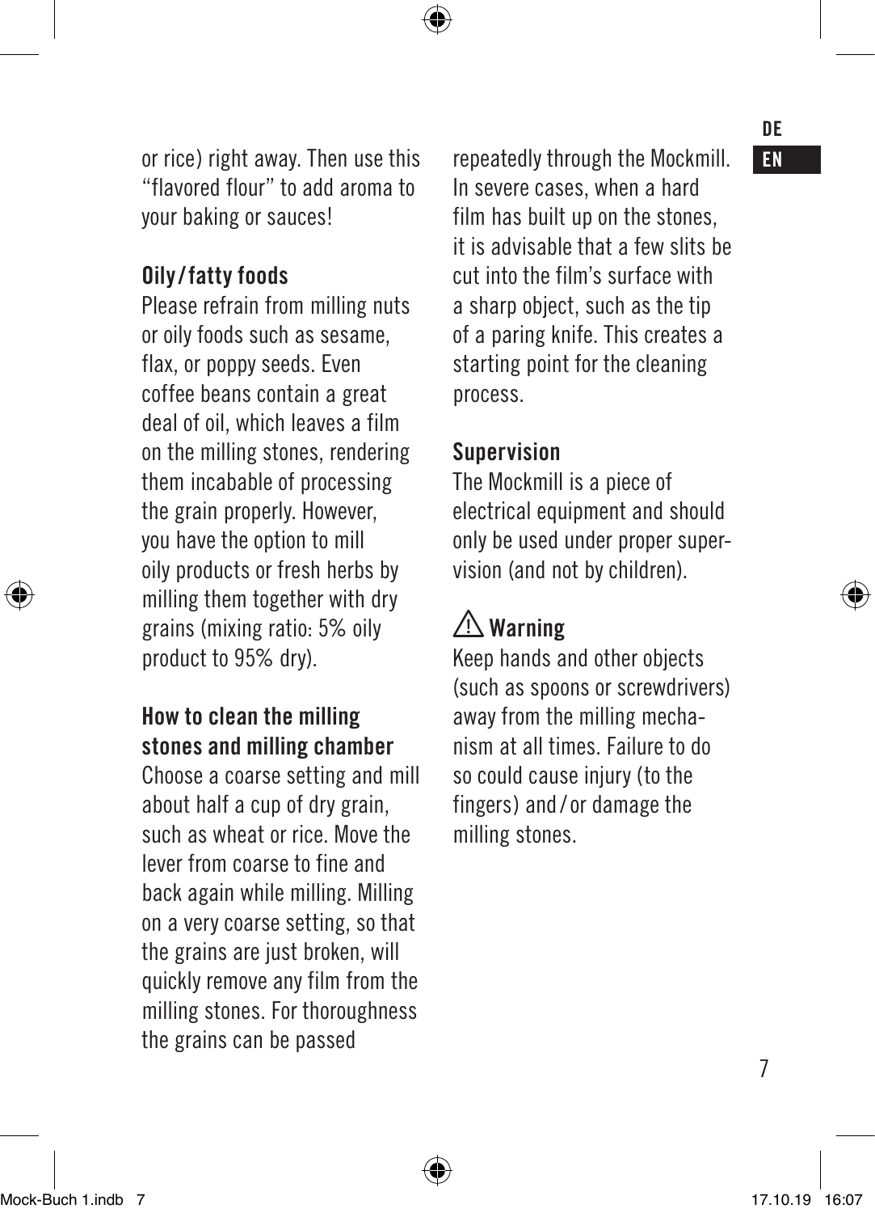or rice) right away. Then use this "flavored flour" to add aroma to your baking or sauces!

### Oily/fatty foods

Please refrain from milling nuts or oily foods such as sesame, flax, or poppy seeds. Even coffee beans contain a great deal of oil, which leaves a film on the milling stones, rendering them incabable of processing the grain properly. However, you have the option to mill oily products or fresh herbs by milling them together with dry grains (mixing ratio: 5% oily product to 95% dry).

### How to clean the milling stones and milling chamber

Choose a coarse setting and mill about half a cup of dry grain, such as wheat or rice. Move the lever from coarse to fine and back again while milling. Milling on a very coarse setting, so that the grains are just broken, will quickly remove any film from the milling stones. For thoroughness the grains can be passed repeatedly through the Mockmill. In severe cases, when a hard film has built up on the stones, it is advisable that a few slits be cut into the film's surface with a sharp object, such as the tip of a paring knife. This creates a starting point for the cleaning process.

### Supervision

The Mockmill is a piece of electrical equipment and should only be used under proper supervision (and not by children).

### ⚠ Warning

Keep hands and other objects (such as spoons or screwdrivers) away from the milling mechanism at all times. Failure to do so could cause injury (to the fingers) and/or damage the milling stones.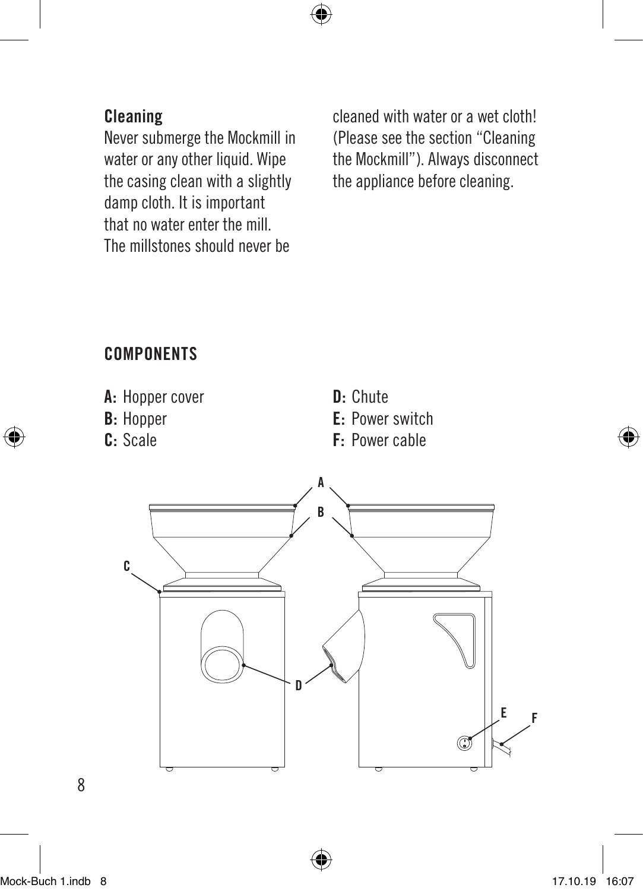### Cleaning

Never submerge the Mockmill in water or any other liquid. Wipe the casing clean with a slightly damp cloth. It is important that no water enter the mill. The millstones should never be cleaned with water or a wet cloth! (Please see the section "Cleaning the Mockmill"). Always disconnect the appliance before cleaning.

## COMPONENTS

**A:** Hopper cover
**B:** Hopper
**C:** Scale
**D:** Chute
**E:** Power switch
**F:** Power cable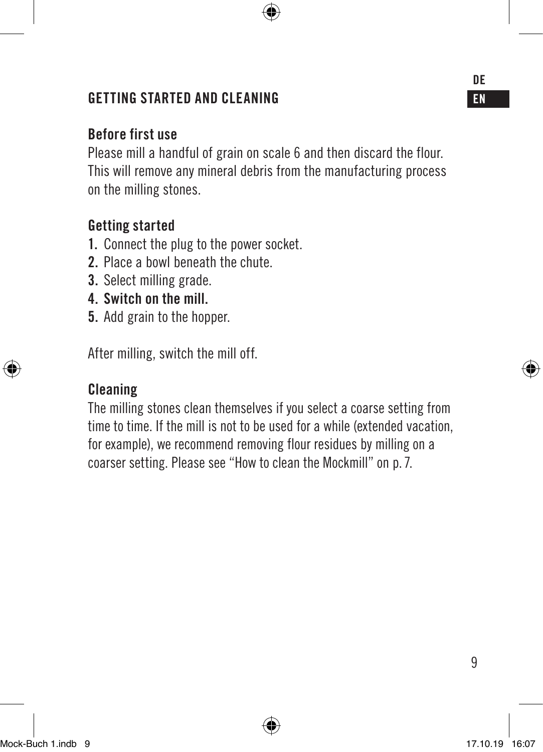## GETTING STARTED AND CLEANING

### Before first use

Please mill a handful of grain on scale 6 and then discard the flour. This will remove any mineral debris from the manufacturing process on the milling stones.

### Getting started

1. Connect the plug to the power socket.
2. Place a bowl beneath the chute.
3. Select milling grade.
4. **Switch on the mill.**
5. Add grain to the hopper.

After milling, switch the mill off.

### Cleaning

The milling stones clean themselves if you select a coarse setting from time to time. If the mill is not to be used for a while (extended vacation, for example), we recommend removing flour residues by milling on a coarser setting. Please see "How to clean the Mockmill" on p. 7.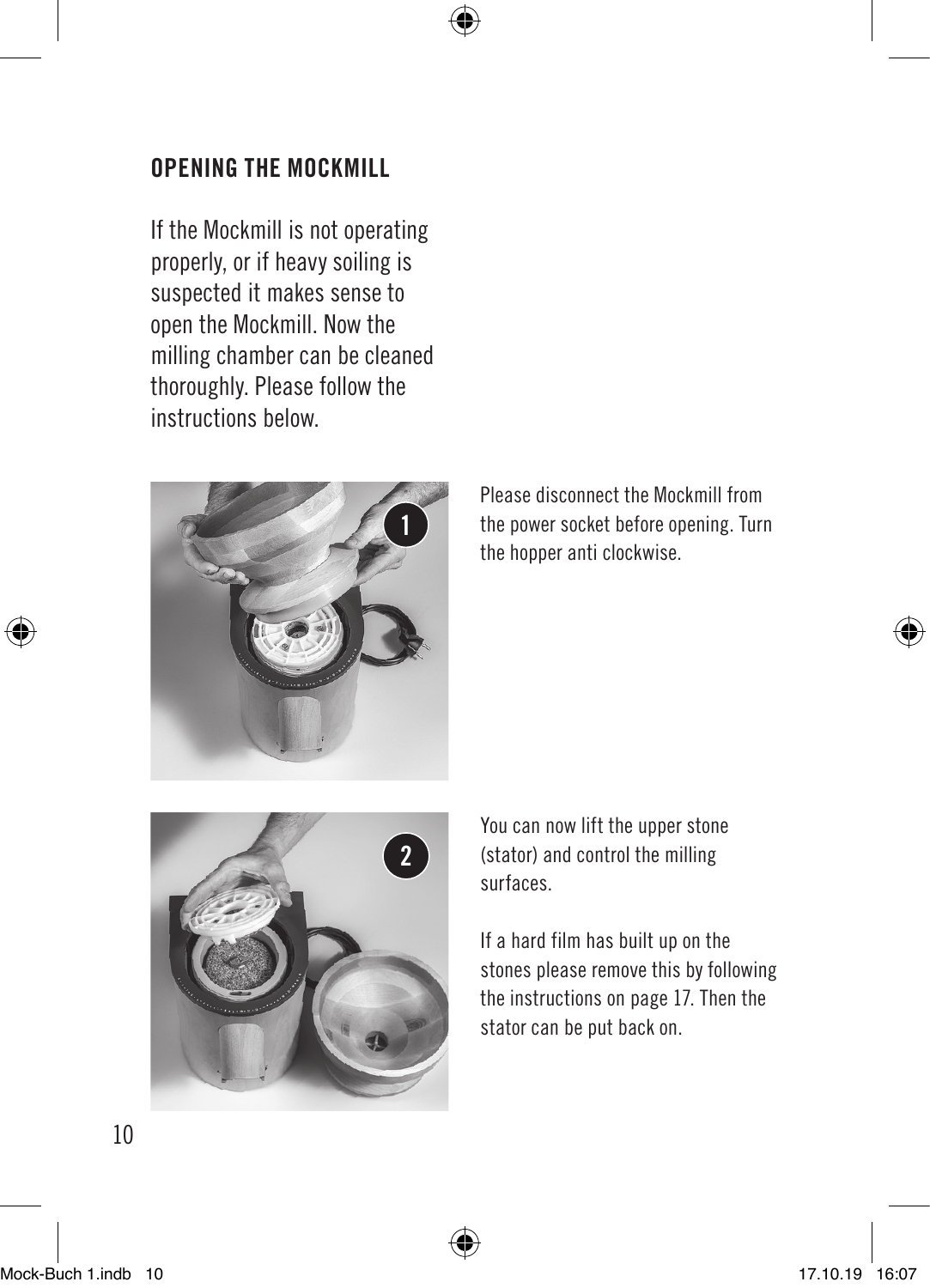## OPENING THE MOCKMILL

If the Mockmill is not operating properly, or if heavy soiling is suspected it makes sense to open the Mockmill. Now the milling chamber can be cleaned thoroughly. Please follow the instructions below.

1

Please disconnect the Mockmill from the power socket before opening. Turn the hopper anti clockwise.

2

You can now lift the upper stone (stator) and control the milling surfaces.

If a hard film has built up on the stones please remove this by following the instructions on page 17. Then the stator can be put back on.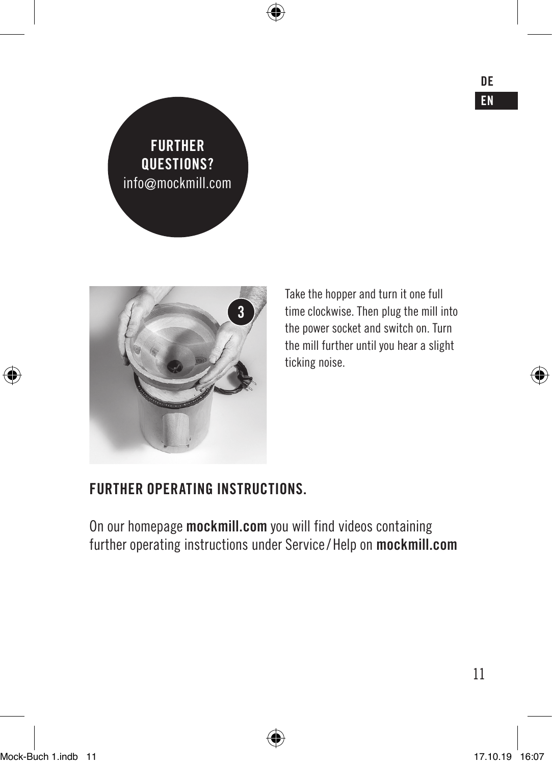**FURTHER QUESTIONS?**
info@mockmill.com

Take the hopper and turn it one full time clockwise. Then plug the mill into the power socket and switch on. Turn the mill further until you hear a slight ticking noise.

## FURTHER OPERATING INSTRUCTIONS.

On our homepage **mockmill.com** you will find videos containing further operating instructions under Service / Help on **mockmill.com**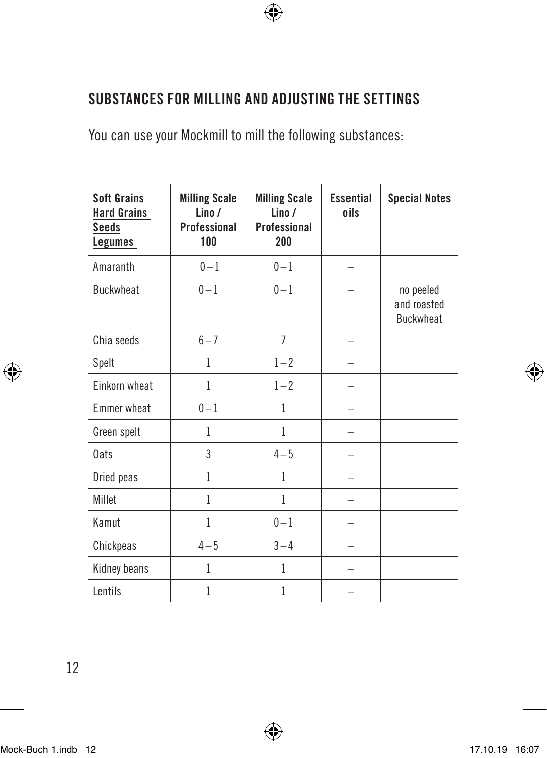## SUBSTANCES FOR MILLING AND ADJUSTING THE SETTINGS

You can use your Mockmill to mill the following substances:

| Soft Grains<br>Hard Grains<br>Seeds<br>Legumes | Milling Scale Lino / Professional 100 | Milling Scale Lino / Professional 200 | Essential oils | Special Notes |
|---|---|---|---|---|
| Amaranth | 0 – 1 | 0 – 1 | – | |
| Buckwheat | 0 – 1 | 0 – 1 | – | no peeled and roasted Buckwheat |
| Chia seeds | 6 – 7 | 7 | – | |
| Spelt | 1 | 1 – 2 | – | |
| Einkorn wheat | 1 | 1 – 2 | – | |
| Emmer wheat | 0 – 1 | 1 | – | |
| Green spelt | 1 | 1 | – | |
| Oats | 3 | 4 – 5 | – | |
| Dried peas | 1 | 1 | – | |
| Millet | 1 | 1 | – | |
| Kamut | 1 | 0 – 1 | – | |
| Chickpeas | 4 – 5 | 3 – 4 | – | |
| Kidney beans | 1 | 1 | – | |
| Lentils | 1 | 1 | – | |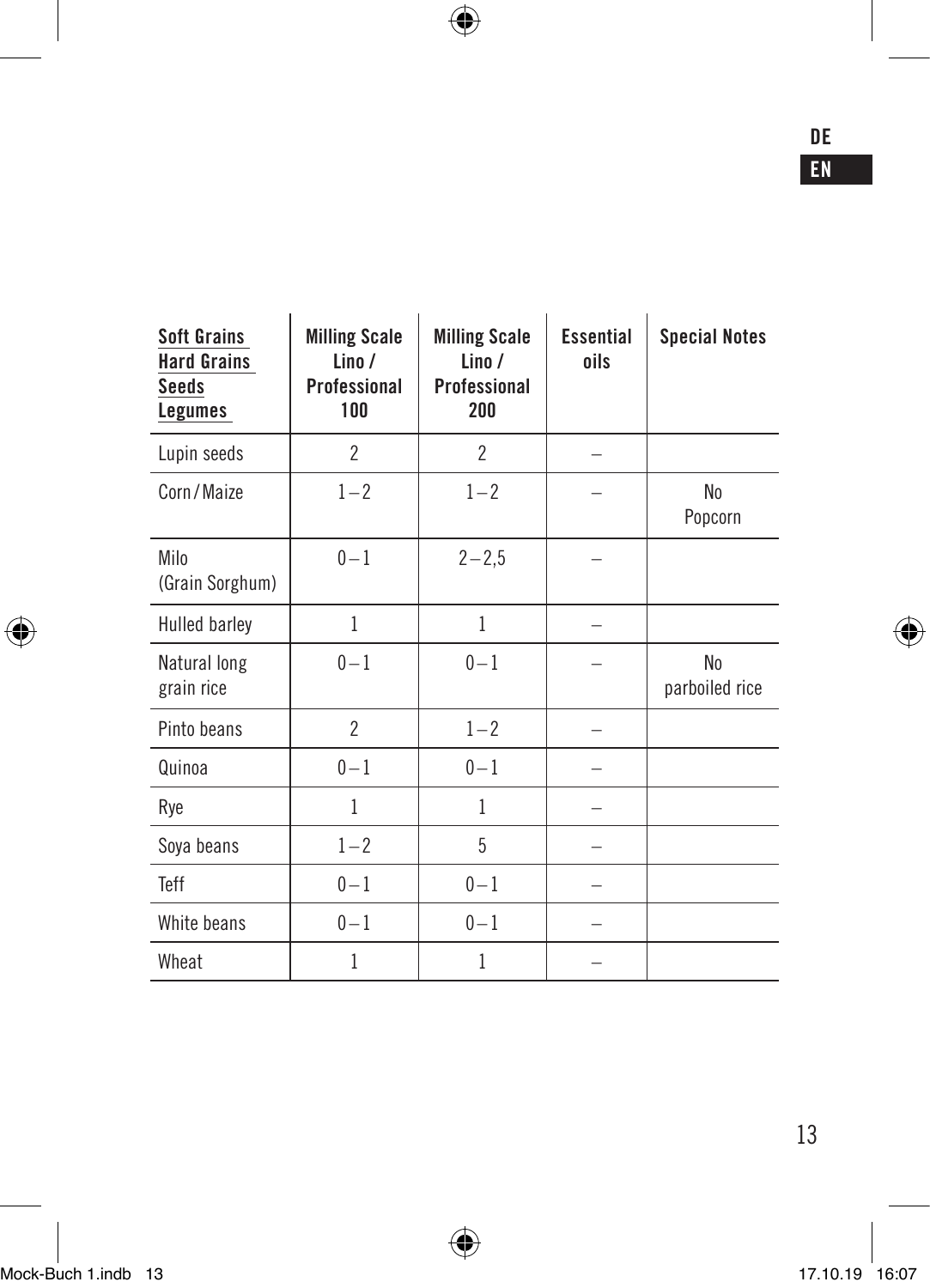| Soft Grains<br>Hard Grains<br>Seeds<br>Legumes | Milling Scale Lino / Professional 100 | Milling Scale Lino / Professional 200 | Essential oils | Special Notes |
|---|---|---|---|---|
| Lupin seeds | 2 | 2 | – | |
| Corn/Maize | 1–2 | 1–2 | – | No Popcorn |
| Milo (Grain Sorghum) | 0–1 | 2–2,5 | – | |
| Hulled barley | 1 | 1 | – | |
| Natural long grain rice | 0–1 | 0–1 | – | No parboiled rice |
| Pinto beans | 2 | 1–2 | – | |
| Quinoa | 0–1 | 0–1 | – | |
| Rye | 1 | 1 | – | |
| Soya beans | 1–2 | 5 | – | |
| Teff | 0–1 | 0–1 | – | |
| White beans | 0–1 | 0–1 | – | |
| Wheat | 1 | 1 | – | |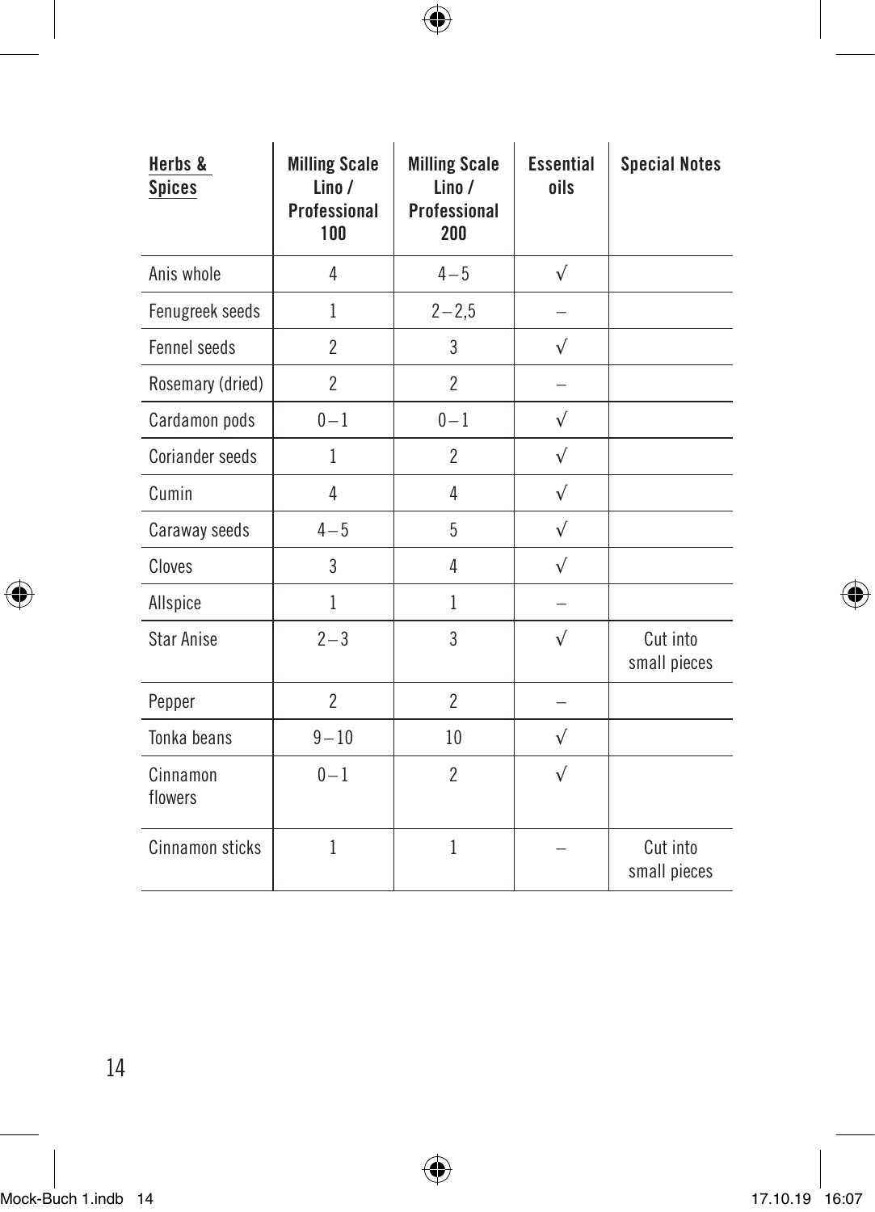| Herbs & Spices | Milling Scale Lino / Professional 100 | Milling Scale Lino / Professional 200 | Essential oils | Special Notes |
|---|---|---|---|---|
| Anis whole | 4 | 4 – 5 | √ | |
| Fenugreek seeds | 1 | 2 – 2,5 | – | |
| Fennel seeds | 2 | 3 | √ | |
| Rosemary (dried) | 2 | 2 | – | |
| Cardamon pods | 0 – 1 | 0 – 1 | √ | |
| Coriander seeds | 1 | 2 | √ | |
| Cumin | 4 | 4 | √ | |
| Caraway seeds | 4 – 5 | 5 | √ | |
| Cloves | 3 | 4 | √ | |
| Allspice | 1 | 1 | – | |
| Star Anise | 2 – 3 | 3 | √ | Cut into small pieces |
| Pepper | 2 | 2 | – | |
| Tonka beans | 9 – 10 | 10 | √ | |
| Cinnamon flowers | 0 – 1 | 2 | √ | |
| Cinnamon sticks | 1 | 1 | – | Cut into small pieces |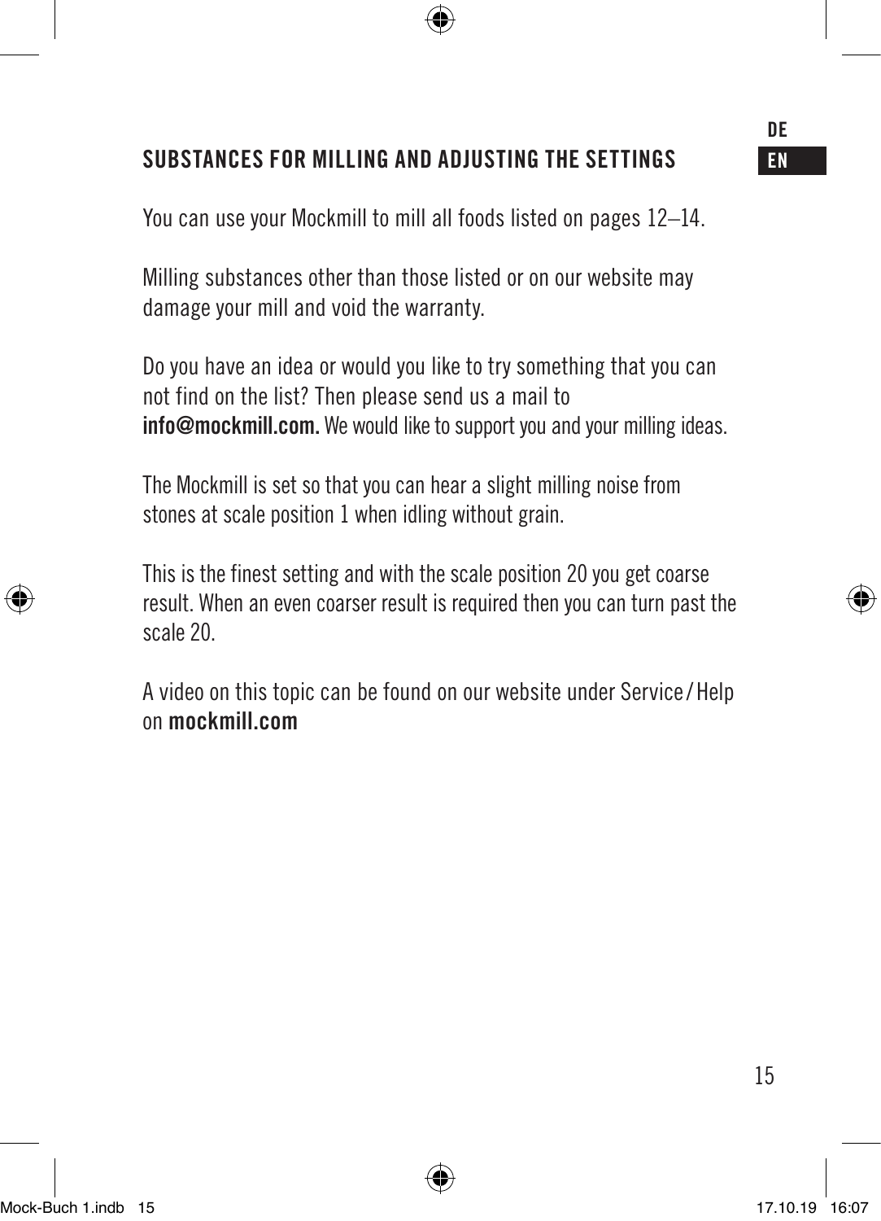## SUBSTANCES FOR MILLING AND ADJUSTING THE SETTINGS

You can use your Mockmill to mill all foods listed on pages 12–14.

Milling substances other than those listed or on our website may damage your mill and void the warranty.

Do you have an idea or would you like to try something that you can not find on the list? Then please send us a mail to **info@mockmill.com.** We would like to support you and your milling ideas.

The Mockmill is set so that you can hear a slight milling noise from stones at scale position 1 when idling without grain.

This is the finest setting and with the scale position 20 you get coarse result. When an even coarser result is required then you can turn past the scale 20.

A video on this topic can be found on our website under Service / Help on **mockmill.com**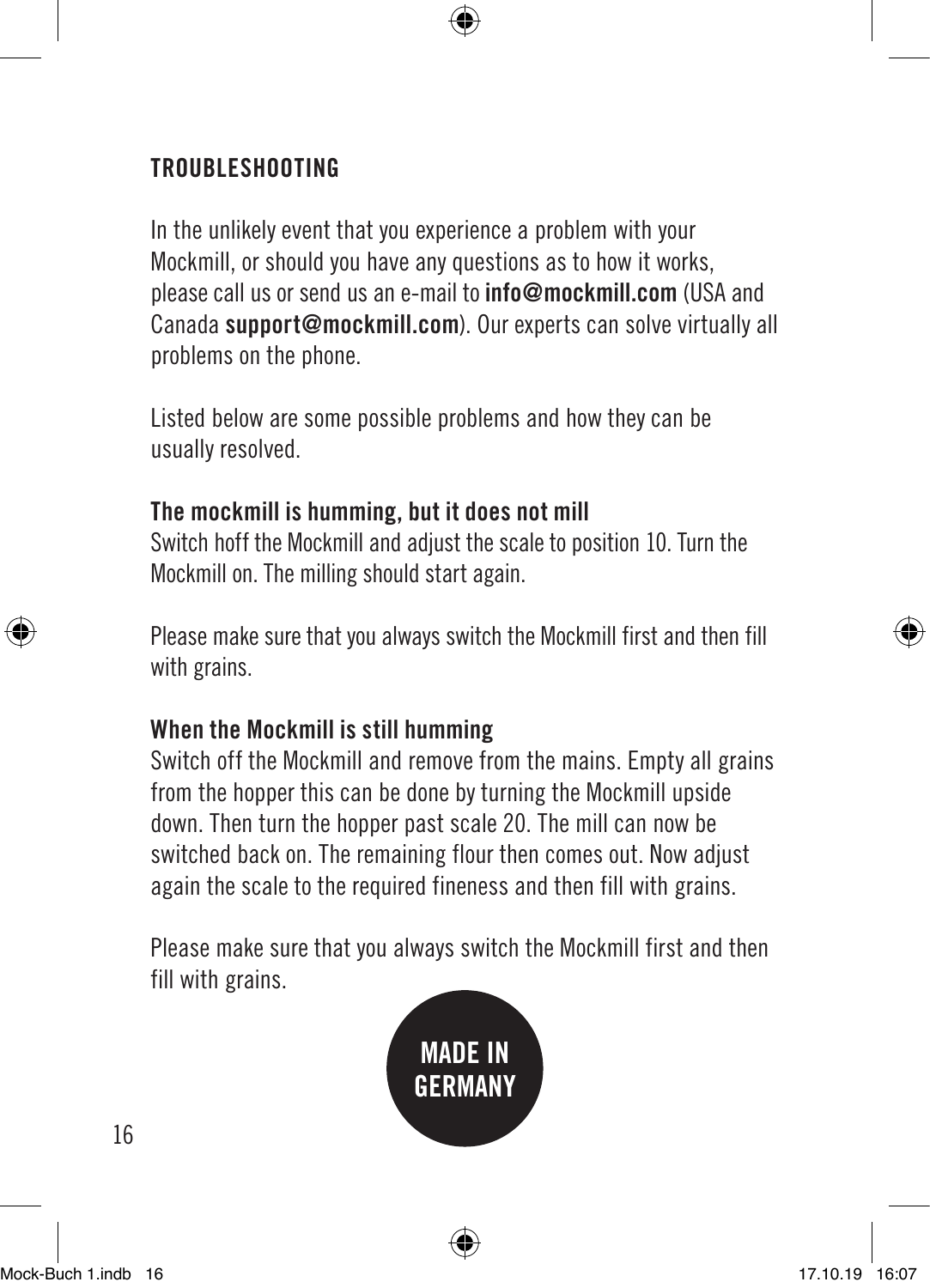## TROUBLESHOOTING

In the unlikely event that you experience a problem with your Mockmill, or should you have any questions as to how it works, please call us or send us an e-mail to **info@mockmill.com** (USA and Canada **support@mockmill.com**). Our experts can solve virtually all problems on the phone.

Listed below are some possible problems and how they can be usually resolved.

**The mockmill is humming, but it does not mill**
Switch hoff the Mockmill and adjust the scale to position 10. Turn the Mockmill on. The milling should start again.

Please make sure that you always switch the Mockmill first and then fill with grains.

**When the Mockmill is still humming**
Switch off the Mockmill and remove from the mains. Empty all grains from the hopper this can be done by turning the Mockmill upside down. Then turn the hopper past scale 20. The mill can now be switched back on. The remaining flour then comes out. Now adjust again the scale to the required fineness and then fill with grains.

Please make sure that you always switch the Mockmill first and then fill with grains.

**MADE IN GERMANY**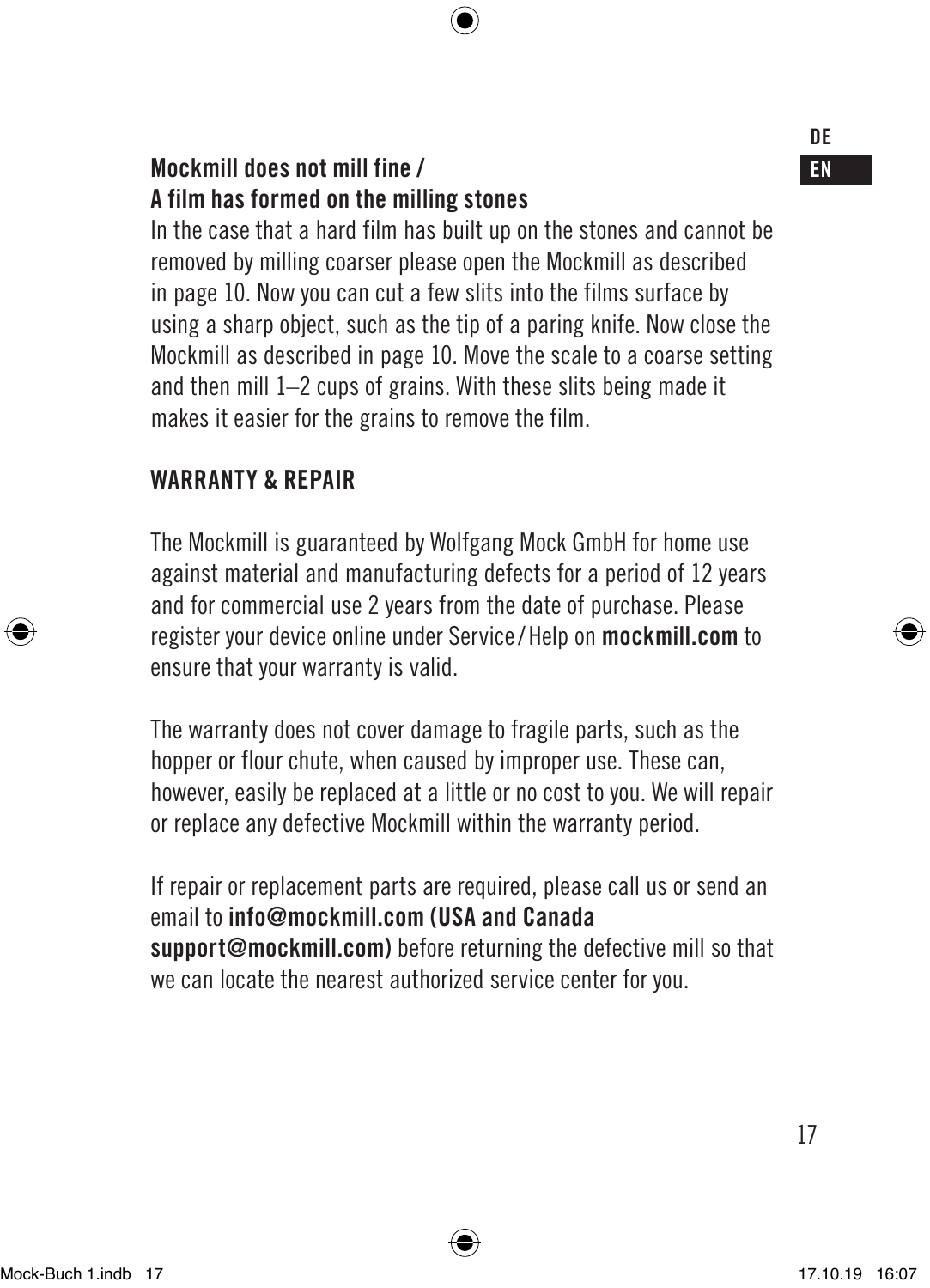### Mockmill does not mill fine / A film has formed on the milling stones

In the case that a hard film has built up on the stones and cannot be removed by milling coarser please open the Mockmill as described in page 10. Now you can cut a few slits into the films surface by using a sharp object, such as the tip of a paring knife. Now close the Mockmill as described in page 10. Move the scale to a coarse setting and then mill 1–2 cups of grains. With these slits being made it makes it easier for the grains to remove the film.

## WARRANTY & REPAIR

The Mockmill is guaranteed by Wolfgang Mock GmbH for home use against material and manufacturing defects for a period of 12 years and for commercial use 2 years from the date of purchase. Please register your device online under Service / Help on **mockmill.com** to ensure that your warranty is valid.

The warranty does not cover damage to fragile parts, such as the hopper or flour chute, when caused by improper use. These can, however, easily be replaced at a little or no cost to you. We will repair or replace any defective Mockmill within the warranty period.

If repair or replacement parts are required, please call us or send an email to **info@mockmill.com (USA and Canada support@mockmill.com)** before returning the defective mill so that we can locate the nearest authorized service center for you.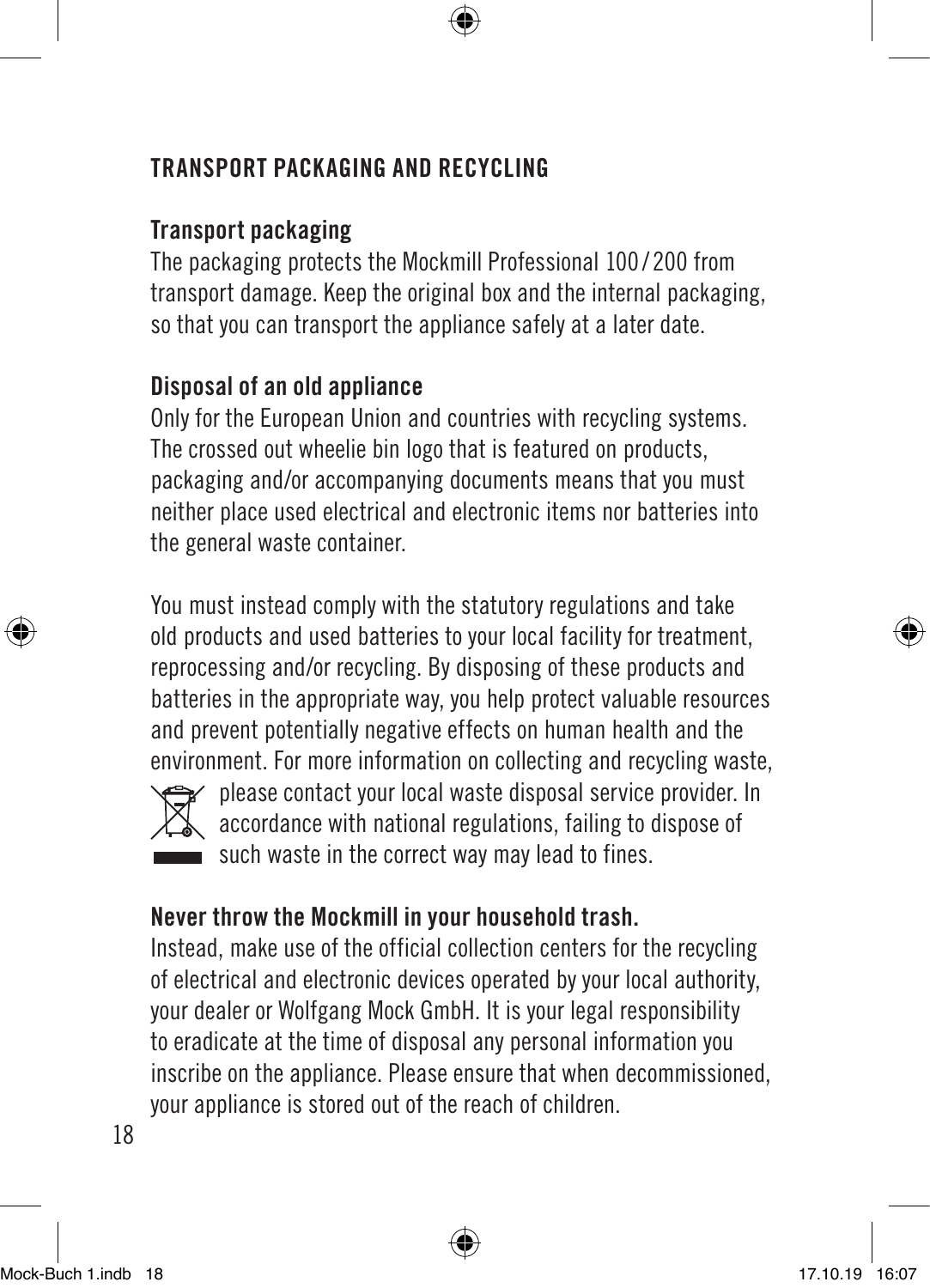# TRANSPORT PACKAGING AND RECYCLING

## Transport packaging

The packaging protects the Mockmill Professional 100 / 200 from transport damage. Keep the original box and the internal packaging, so that you can transport the appliance safely at a later date.

## Disposal of an old appliance

Only for the European Union and countries with recycling systems. The crossed out wheelie bin logo that is featured on products, packaging and/or accompanying documents means that you must neither place used electrical and electronic items nor batteries into the general waste container.

You must instead comply with the statutory regulations and take old products and used batteries to your local facility for treatment, reprocessing and/or recycling. By disposing of these products and batteries in the appropriate way, you help protect valuable resources and prevent potentially negative effects on human health and the environment. For more information on collecting and recycling waste, please contact your local waste disposal service provider. In accordance with national regulations, failing to dispose of such waste in the correct way may lead to fines.

## Never throw the Mockmill in your household trash.

Instead, make use of the official collection centers for the recycling of electrical and electronic devices operated by your local authority, your dealer or Wolfgang Mock GmbH. It is your legal responsibility to eradicate at the time of disposal any personal information you inscribe on the appliance. Please ensure that when decommissioned, your appliance is stored out of the reach of children.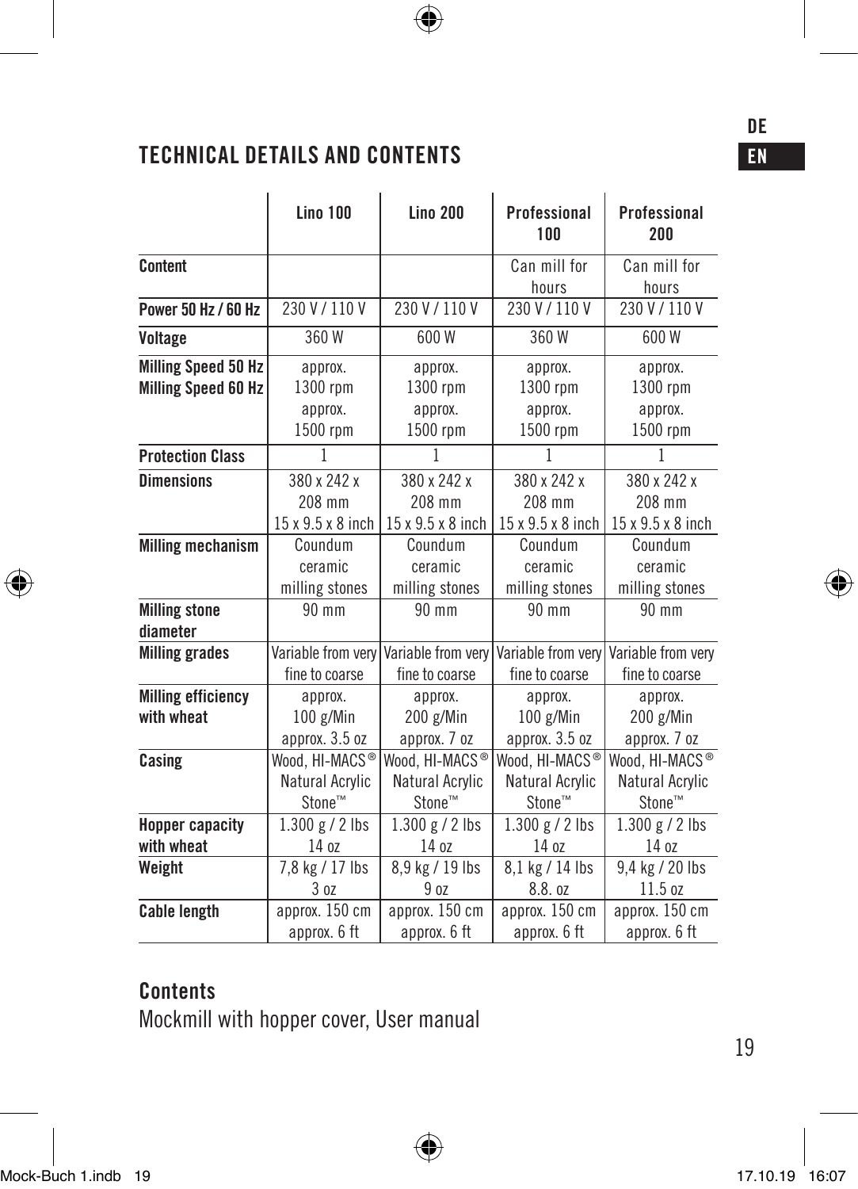## TECHNICAL DETAILS AND CONTENTS

| | Lino 100 | Lino 200 | Professional 100 | Professional 200 |
|---|---|---|---|---|
| **Content** | | | Can mill for hours | Can mill for hours |
| **Power 50 Hz / 60 Hz** | 230 V / 110 V | 230 V / 110 V | 230 V / 110 V | 230 V / 110 V |
| **Voltage** | 360 W | 600 W | 360 W | 600 W |
| **Milling Speed 50 Hz** **Milling Speed 60 Hz** | approx. 1300 rpm approx. 1500 rpm | approx. 1300 rpm approx. 1500 rpm | approx. 1300 rpm approx. 1500 rpm | approx. 1300 rpm approx. 1500 rpm |
| **Protection Class** | 1 | 1 | 1 | 1 |
| **Dimensions** | 380 x 242 x 208 mm 15 x 9.5 x 8 inch | 380 x 242 x 208 mm 15 x 9.5 x 8 inch | 380 x 242 x 208 mm 15 x 9.5 x 8 inch | 380 x 242 x 208 mm 15 x 9.5 x 8 inch |
| **Milling mechanism** | Coundum ceramic milling stones | Coundum ceramic milling stones | Coundum ceramic milling stones | Coundum ceramic milling stones |
| **Milling stone diameter** | 90 mm | 90 mm | 90 mm | 90 mm |
| **Milling grades** | Variable from very fine to coarse | Variable from very fine to coarse | Variable from very fine to coarse | Variable from very fine to coarse |
| **Milling efficiency with wheat** | approx. 100 g/Min approx. 3.5 oz | approx. 200 g/Min approx. 7 oz | approx. 100 g/Min approx. 3.5 oz | approx. 200 g/Min approx. 7 oz |
| **Casing** | Wood, HI-MACS® Natural Acrylic Stone™ | Wood, HI-MACS® Natural Acrylic Stone™ | Wood, HI-MACS® Natural Acrylic Stone™ | Wood, HI-MACS® Natural Acrylic Stone™ |
| **Hopper capacity with wheat** | 1.300 g / 2 lbs 14 oz | 1.300 g / 2 lbs 14 oz | 1.300 g / 2 lbs 14 oz | 1.300 g / 2 lbs 14 oz |
| **Weight** | 7,8 kg / 17 lbs 3 oz | 8,9 kg / 19 lbs 9 oz | 8,1 kg / 14 lbs 8.8. oz | 9,4 kg / 20 lbs 11.5 oz |
| **Cable length** | approx. 150 cm approx. 6 ft | approx. 150 cm approx. 6 ft | approx. 150 cm approx. 6 ft | approx. 150 cm approx. 6 ft |

## Contents

Mockmill with hopper cover, User manual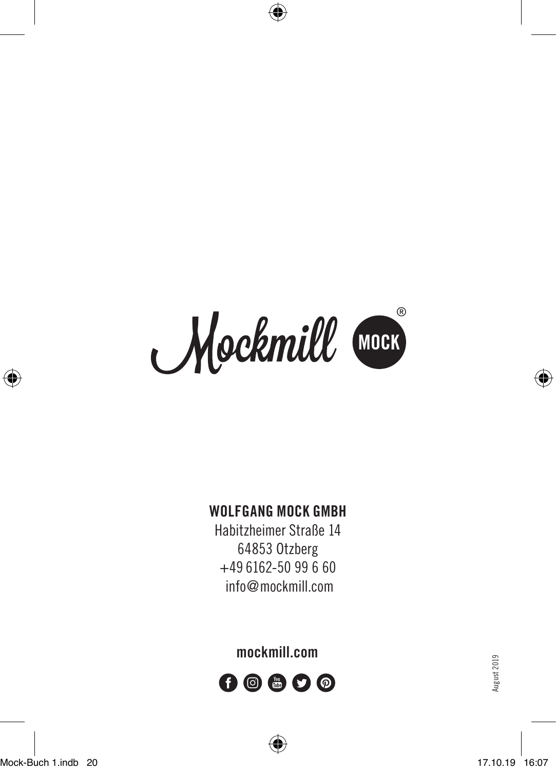Mockmill MOCK®

**WOLFGANG MOCK GMBH**
Habitzheimer Straße 14
64853 Otzberg
+49 6162-50 99 6 60
info@mockmill.com

**mockmill.com**

August 2019